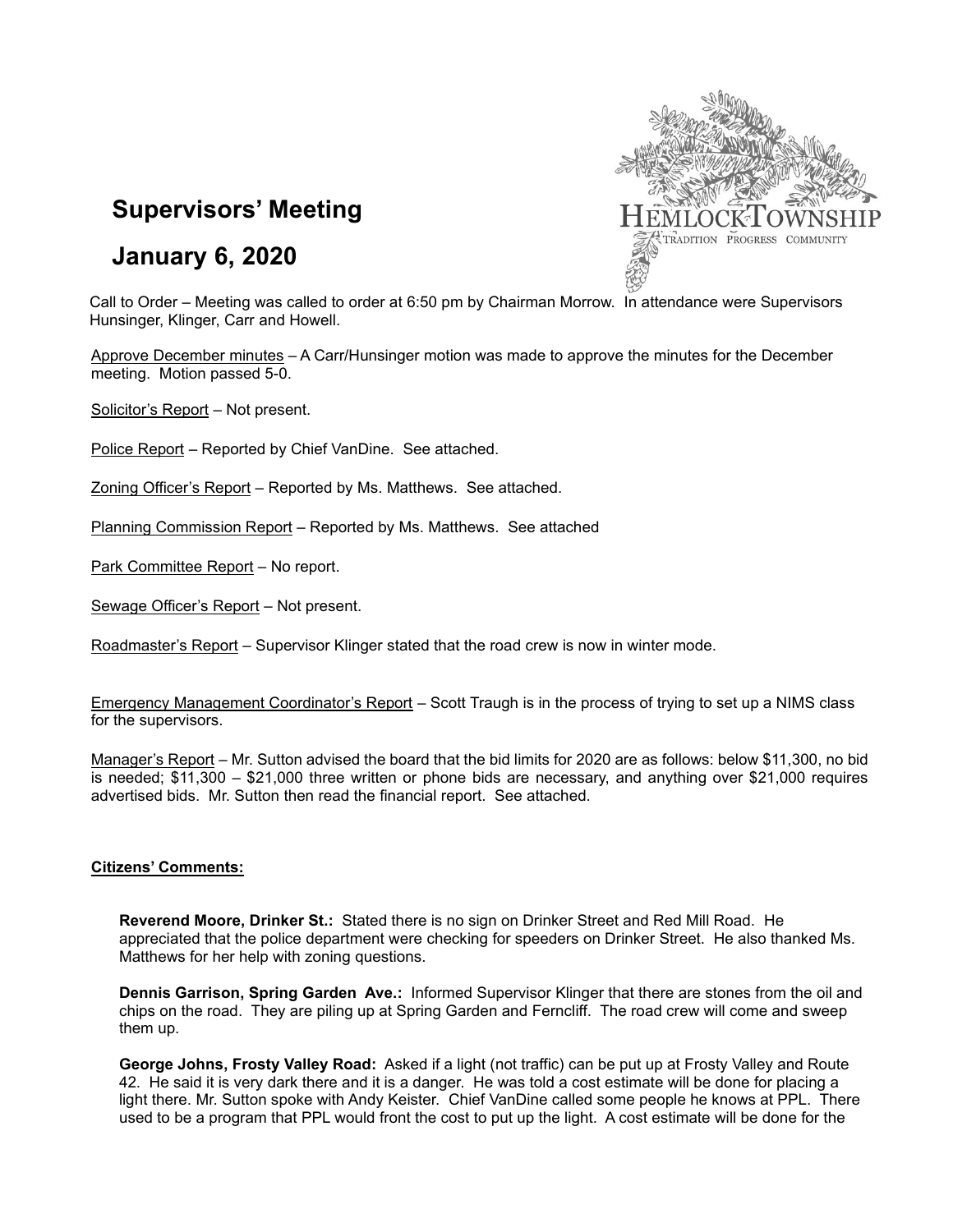# Supervisors' Meeting

# January 6, 2020

HEMLOCK TOWNSHIP
TRADITION PROGRESS COMMUNITY

Call to Order – Meeting was called to order at 6:50 pm by Chairman Morrow. In attendance were Supervisors Hunsinger, Klinger, Carr and Howell.

Approve December minutes – A Carr/Hunsinger motion was made to approve the minutes for the December meeting. Motion passed 5-0.

Solicitor's Report – Not present.

Police Report – Reported by Chief VanDine. See attached.

Zoning Officer's Report – Reported by Ms. Matthews. See attached.

Planning Commission Report – Reported by Ms. Matthews. See attached

Park Committee Report – No report.

Sewage Officer's Report – Not present.

Roadmaster's Report – Supervisor Klinger stated that the road crew is now in winter mode.

Emergency Management Coordinator's Report – Scott Traugh is in the process of trying to set up a NIMS class for the supervisors.

Manager's Report – Mr. Sutton advised the board that the bid limits for 2020 are as follows: below $11,300, no bid is needed; $11,300 – $21,000 three written or phone bids are necessary, and anything over $21,000 requires advertised bids. Mr. Sutton then read the financial report. See attached.

**Citizens' Comments:**

**Reverend Moore, Drinker St.:** Stated there is no sign on Drinker Street and Red Mill Road. He appreciated that the police department were checking for speeders on Drinker Street. He also thanked Ms. Matthews for her help with zoning questions.

**Dennis Garrison, Spring Garden Ave.:** Informed Supervisor Klinger that there are stones from the oil and chips on the road. They are piling up at Spring Garden and Ferncliff. The road crew will come and sweep them up.

**George Johns, Frosty Valley Road:** Asked if a light (not traffic) can be put up at Frosty Valley and Route 42. He said it is very dark there and it is a danger. He was told a cost estimate will be done for placing a light there. Mr. Sutton spoke with Andy Keister. Chief VanDine called some people he knows at PPL. There used to be a program that PPL would front the cost to put up the light. A cost estimate will be done for the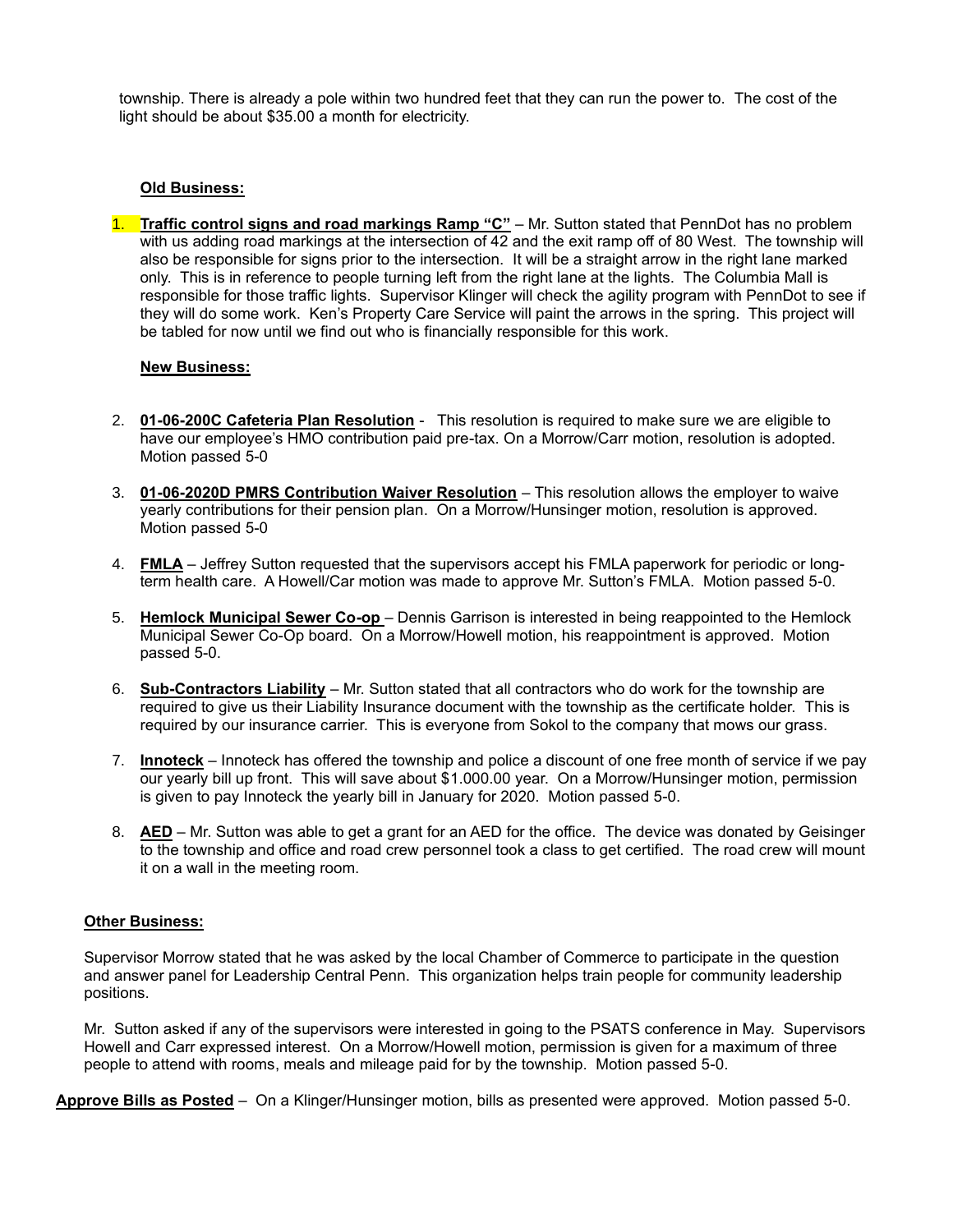township. There is already a pole within two hundred feet that they can run the power to. The cost of the light should be about $35.00 a month for electricity.

**Old Business:**

1. **Traffic control signs and road markings Ramp "C"** – Mr. Sutton stated that PennDot has no problem with us adding road markings at the intersection of 42 and the exit ramp off of 80 West. The township will also be responsible for signs prior to the intersection. It will be a straight arrow in the right lane marked only. This is in reference to people turning left from the right lane at the lights. The Columbia Mall is responsible for those traffic lights. Supervisor Klinger will check the agility program with PennDot to see if they will do some work. Ken's Property Care Service will paint the arrows in the spring. This project will be tabled for now until we find out who is financially responsible for this work.

**New Business:**

2. **01-06-200C Cafeteria Plan Resolution** - This resolution is required to make sure we are eligible to have our employee's HMO contribution paid pre-tax. On a Morrow/Carr motion, resolution is adopted. Motion passed 5-0
3. **01-06-2020D PMRS Contribution Waiver Resolution** – This resolution allows the employer to waive yearly contributions for their pension plan. On a Morrow/Hunsinger motion, resolution is approved. Motion passed 5-0
4. **FMLA** – Jeffrey Sutton requested that the supervisors accept his FMLA paperwork for periodic or long-term health care. A Howell/Car motion was made to approve Mr. Sutton's FMLA. Motion passed 5-0.
5. **Hemlock Municipal Sewer Co-op** – Dennis Garrison is interested in being reappointed to the Hemlock Municipal Sewer Co-Op board. On a Morrow/Howell motion, his reappointment is approved. Motion passed 5-0.
6. **Sub-Contractors Liability** – Mr. Sutton stated that all contractors who do work for the township are required to give us their Liability Insurance document with the township as the certificate holder. This is required by our insurance carrier. This is everyone from Sokol to the company that mows our grass.
7. **Innoteck** – Innoteck has offered the township and police a discount of one free month of service if we pay our yearly bill up front. This will save about $1.000.00 year. On a Morrow/Hunsinger motion, permission is given to pay Innoteck the yearly bill in January for 2020. Motion passed 5-0.
8. **AED** – Mr. Sutton was able to get a grant for an AED for the office. The device was donated by Geisinger to the township and office and road crew personnel took a class to get certified. The road crew will mount it on a wall in the meeting room.

**Other Business:**

Supervisor Morrow stated that he was asked by the local Chamber of Commerce to participate in the question and answer panel for Leadership Central Penn. This organization helps train people for community leadership positions.

Mr. Sutton asked if any of the supervisors were interested in going to the PSATS conference in May. Supervisors Howell and Carr expressed interest. On a Morrow/Howell motion, permission is given for a maximum of three people to attend with rooms, meals and mileage paid for by the township. Motion passed 5-0.

**Approve Bills as Posted** – On a Klinger/Hunsinger motion, bills as presented were approved. Motion passed 5-0.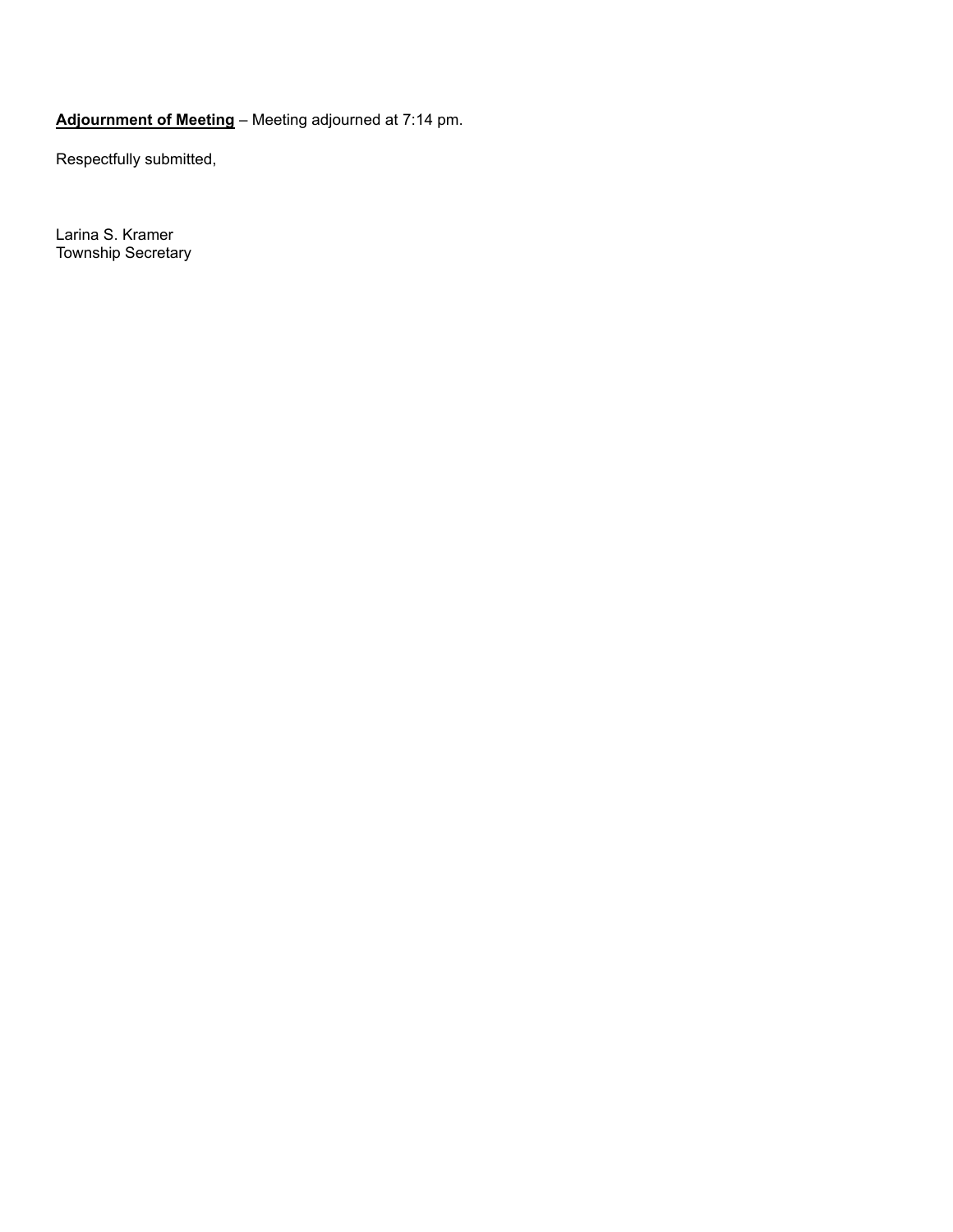**<u>Adjournment of Meeting</u>** – Meeting adjourned at 7:14 pm.

Respectfully submitted,

Larina S. Kramer
Township Secretary